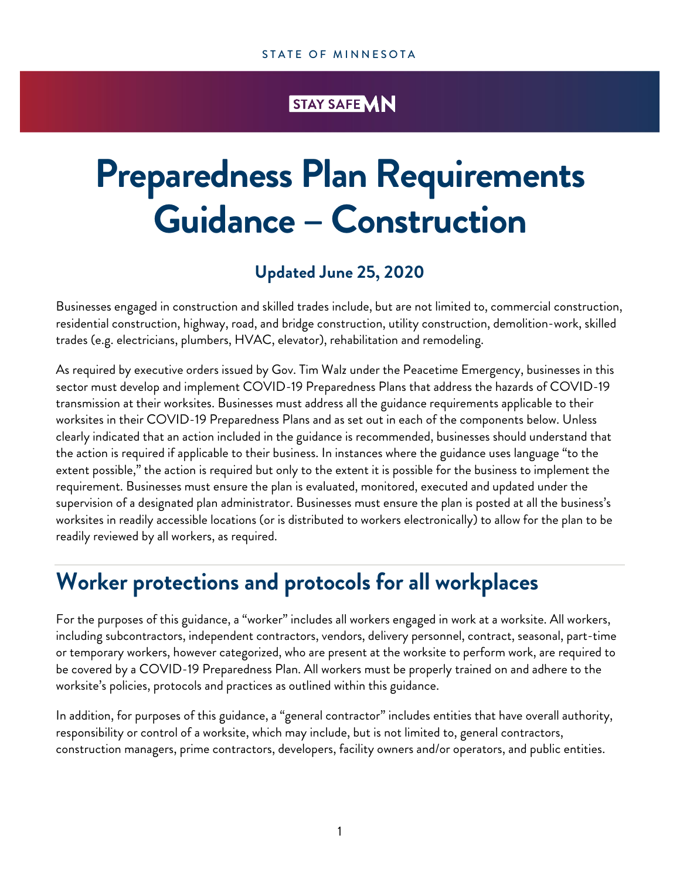STATE OF MINNESOTA

STAY SAFE MN

# Preparedness Plan Requirements Guidance – Construction

### Updated June 25, 2020

Businesses engaged in construction and skilled trades include, but are not limited to, commercial construction, residential construction, highway, road, and bridge construction, utility construction, demolition-work, skilled trades (e.g. electricians, plumbers, HVAC, elevator), rehabilitation and remodeling.

As required by executive orders issued by Gov. Tim Walz under the Peacetime Emergency, businesses in this sector must develop and implement COVID-19 Preparedness Plans that address the hazards of COVID-19 transmission at their worksites. Businesses must address all the guidance requirements applicable to their worksites in their COVID-19 Preparedness Plans and as set out in each of the components below. Unless clearly indicated that an action included in the guidance is recommended, businesses should understand that the action is required if applicable to their business. In instances where the guidance uses language "to the extent possible," the action is required but only to the extent it is possible for the business to implement the requirement. Businesses must ensure the plan is evaluated, monitored, executed and updated under the supervision of a designated plan administrator. Businesses must ensure the plan is posted at all the business's worksites in readily accessible locations (or is distributed to workers electronically) to allow for the plan to be readily reviewed by all workers, as required.

## Worker protections and protocols for all workplaces

For the purposes of this guidance, a "worker" includes all workers engaged in work at a worksite. All workers, including subcontractors, independent contractors, vendors, delivery personnel, contract, seasonal, part-time or temporary workers, however categorized, who are present at the worksite to perform work, are required to be covered by a COVID-19 Preparedness Plan. All workers must be properly trained on and adhere to the worksite's policies, protocols and practices as outlined within this guidance.

In addition, for purposes of this guidance, a "general contractor" includes entities that have overall authority, responsibility or control of a worksite, which may include, but is not limited to, general contractors, construction managers, prime contractors, developers, facility owners and/or operators, and public entities.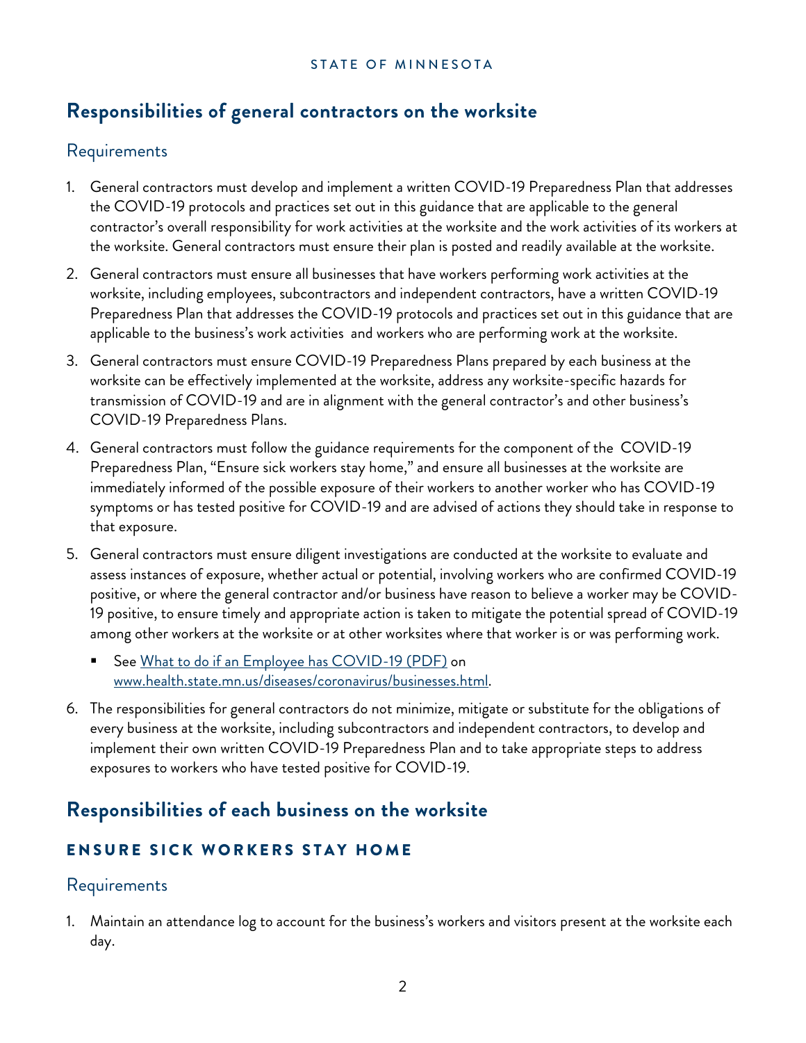## Responsibilities of general contractors on the worksite

### Requirements

1. General contractors must develop and implement a written COVID-19 Preparedness Plan that addresses the COVID-19 protocols and practices set out in this guidance that are applicable to the general contractor's overall responsibility for work activities at the worksite and the work activities of its workers at the worksite. General contractors must ensure their plan is posted and readily available at the worksite.
2. General contractors must ensure all businesses that have workers performing work activities at the worksite, including employees, subcontractors and independent contractors, have a written COVID-19 Preparedness Plan that addresses the COVID-19 protocols and practices set out in this guidance that are applicable to the business's work activities and workers who are performing work at the worksite.
3. General contractors must ensure COVID-19 Preparedness Plans prepared by each business at the worksite can be effectively implemented at the worksite, address any worksite-specific hazards for transmission of COVID-19 and are in alignment with the general contractor's and other business's COVID-19 Preparedness Plans.
4. General contractors must follow the guidance requirements for the component of the COVID-19 Preparedness Plan, "Ensure sick workers stay home," and ensure all businesses at the worksite are immediately informed of the possible exposure of their workers to another worker who has COVID-19 symptoms or has tested positive for COVID-19 and are advised of actions they should take in response to that exposure.
5. General contractors must ensure diligent investigations are conducted at the worksite to evaluate and assess instances of exposure, whether actual or potential, involving workers who are confirmed COVID-19 positive, or where the general contractor and/or business have reason to believe a worker may be COVID-19 positive, to ensure timely and appropriate action is taken to mitigate the potential spread of COVID-19 among other workers at the worksite or at other worksites where that worker is or was performing work.
   - See [What to do if an Employee has COVID-19 (PDF)](www.health.state.mn.us/diseases/coronavirus/businesses.html) on [www.health.state.mn.us/diseases/coronavirus/businesses.html](www.health.state.mn.us/diseases/coronavirus/businesses.html).
6. The responsibilities for general contractors do not minimize, mitigate or substitute for the obligations of every business at the worksite, including subcontractors and independent contractors, to develop and implement their own written COVID-19 Preparedness Plan and to take appropriate steps to address exposures to workers who have tested positive for COVID-19.

## Responsibilities of each business on the worksite

### ENSURE SICK WORKERS STAY HOME

#### Requirements

1. Maintain an attendance log to account for the business's workers and visitors present at the worksite each day.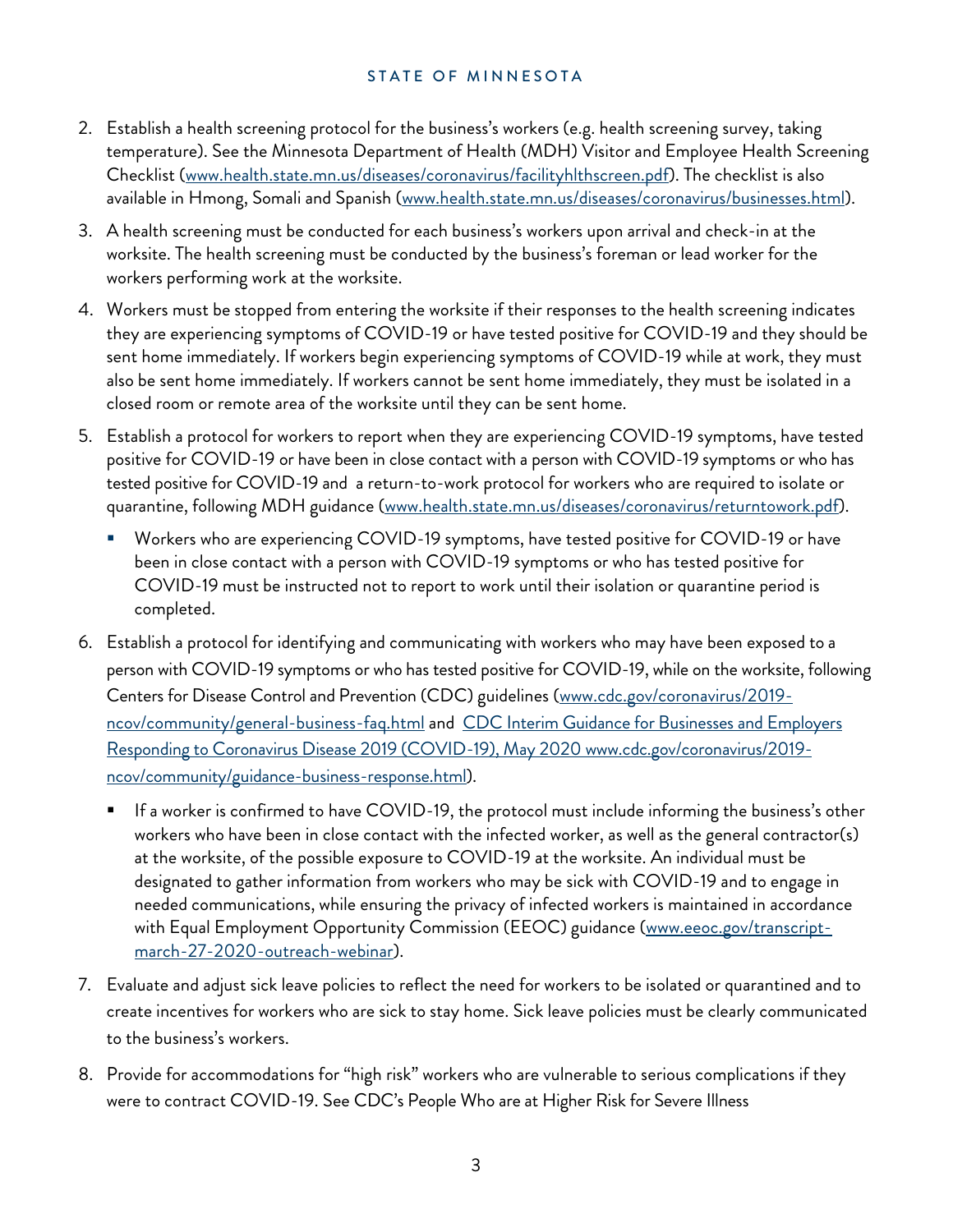2. Establish a health screening protocol for the business's workers (e.g. health screening survey, taking temperature). See the Minnesota Department of Health (MDH) Visitor and Employee Health Screening Checklist (www.health.state.mn.us/diseases/coronavirus/facilityhlthscreen.pdf). The checklist is also available in Hmong, Somali and Spanish (www.health.state.mn.us/diseases/coronavirus/businesses.html).
3. A health screening must be conducted for each business's workers upon arrival and check-in at the worksite. The health screening must be conducted by the business's foreman or lead worker for the workers performing work at the worksite.
4. Workers must be stopped from entering the worksite if their responses to the health screening indicates they are experiencing symptoms of COVID-19 or have tested positive for COVID-19 and they should be sent home immediately. If workers begin experiencing symptoms of COVID-19 while at work, they must also be sent home immediately. If workers cannot be sent home immediately, they must be isolated in a closed room or remote area of the worksite until they can be sent home.
5. Establish a protocol for workers to report when they are experiencing COVID-19 symptoms, have tested positive for COVID-19 or have been in close contact with a person with COVID-19 symptoms or who has tested positive for COVID-19 and a return-to-work protocol for workers who are required to isolate or quarantine, following MDH guidance (www.health.state.mn.us/diseases/coronavirus/returntowork.pdf).
   - Workers who are experiencing COVID-19 symptoms, have tested positive for COVID-19 or have been in close contact with a person with COVID-19 symptoms or who has tested positive for COVID-19 must be instructed not to report to work until their isolation or quarantine period is completed.
6. Establish a protocol for identifying and communicating with workers who may have been exposed to a person with COVID-19 symptoms or who has tested positive for COVID-19, while on the worksite, following Centers for Disease Control and Prevention (CDC) guidelines (www.cdc.gov/coronavirus/2019-ncov/community/general-business-faq.html and CDC Interim Guidance for Businesses and Employers Responding to Coronavirus Disease 2019 (COVID-19), May 2020 www.cdc.gov/coronavirus/2019-ncov/community/guidance-business-response.html).
   - If a worker is confirmed to have COVID-19, the protocol must include informing the business's other workers who have been in close contact with the infected worker, as well as the general contractor(s) at the worksite, of the possible exposure to COVID-19 at the worksite. An individual must be designated to gather information from workers who may be sick with COVID-19 and to engage in needed communications, while ensuring the privacy of infected workers is maintained in accordance with Equal Employment Opportunity Commission (EEOC) guidance (www.eeoc.gov/transcript-march-27-2020-outreach-webinar).
7. Evaluate and adjust sick leave policies to reflect the need for workers to be isolated or quarantined and to create incentives for workers who are sick to stay home. Sick leave policies must be clearly communicated to the business's workers.
8. Provide for accommodations for "high risk" workers who are vulnerable to serious complications if they were to contract COVID-19. See CDC's People Who are at Higher Risk for Severe Illness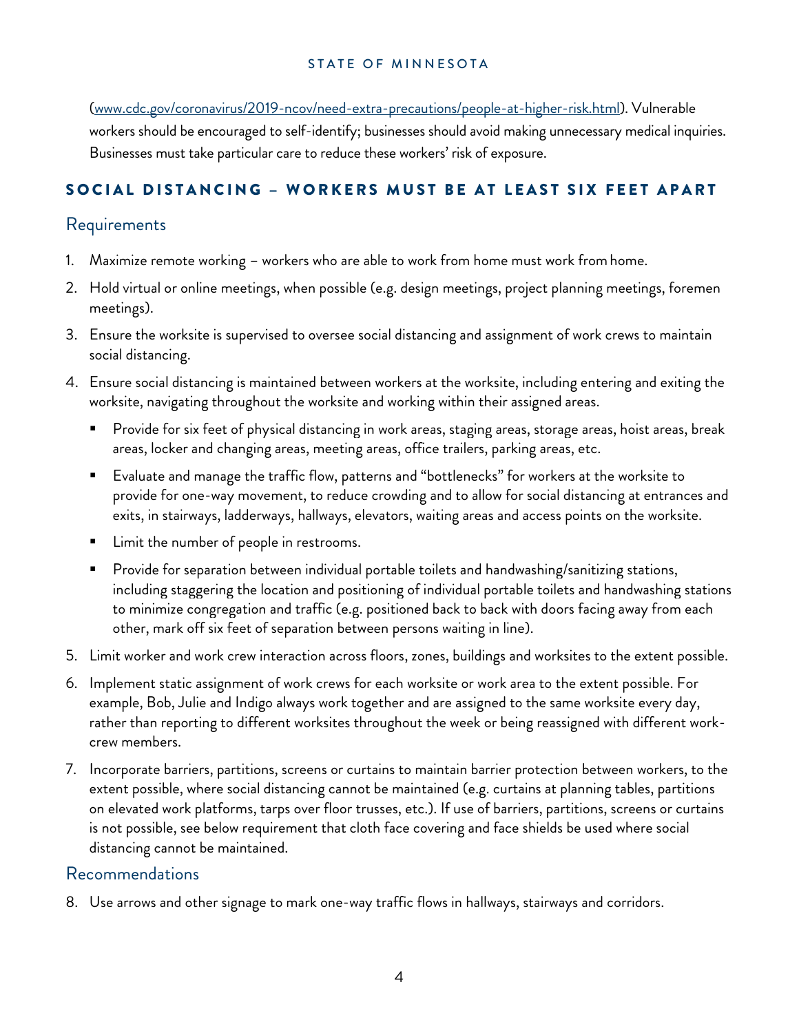(www.cdc.gov/coronavirus/2019-ncov/need-extra-precautions/people-at-higher-risk.html). Vulnerable workers should be encouraged to self-identify; businesses should avoid making unnecessary medical inquiries. Businesses must take particular care to reduce these workers' risk of exposure.

## SOCIAL DISTANCING – WORKERS MUST BE AT LEAST SIX FEET APART

### Requirements

1. Maximize remote working – workers who are able to work from home must work from home.
2. Hold virtual or online meetings, when possible (e.g. design meetings, project planning meetings, foremen meetings).
3. Ensure the worksite is supervised to oversee social distancing and assignment of work crews to maintain social distancing.
4. Ensure social distancing is maintained between workers at the worksite, including entering and exiting the worksite, navigating throughout the worksite and working within their assigned areas.
   - Provide for six feet of physical distancing in work areas, staging areas, storage areas, hoist areas, break areas, locker and changing areas, meeting areas, office trailers, parking areas, etc.
   - Evaluate and manage the traffic flow, patterns and "bottlenecks" for workers at the worksite to provide for one-way movement, to reduce crowding and to allow for social distancing at entrances and exits, in stairways, ladderways, hallways, elevators, waiting areas and access points on the worksite.
   - Limit the number of people in restrooms.
   - Provide for separation between individual portable toilets and handwashing/sanitizing stations, including staggering the location and positioning of individual portable toilets and handwashing stations to minimize congregation and traffic (e.g. positioned back to back with doors facing away from each other, mark off six feet of separation between persons waiting in line).
5. Limit worker and work crew interaction across floors, zones, buildings and worksites to the extent possible.
6. Implement static assignment of work crews for each worksite or work area to the extent possible. For example, Bob, Julie and Indigo always work together and are assigned to the same worksite every day, rather than reporting to different worksites throughout the week or being reassigned with different work-crew members.
7. Incorporate barriers, partitions, screens or curtains to maintain barrier protection between workers, to the extent possible, where social distancing cannot be maintained (e.g. curtains at planning tables, partitions on elevated work platforms, tarps over floor trusses, etc.). If use of barriers, partitions, screens or curtains is not possible, see below requirement that cloth face covering and face shields be used where social distancing cannot be maintained.

### Recommendations

8. Use arrows and other signage to mark one-way traffic flows in hallways, stairways and corridors.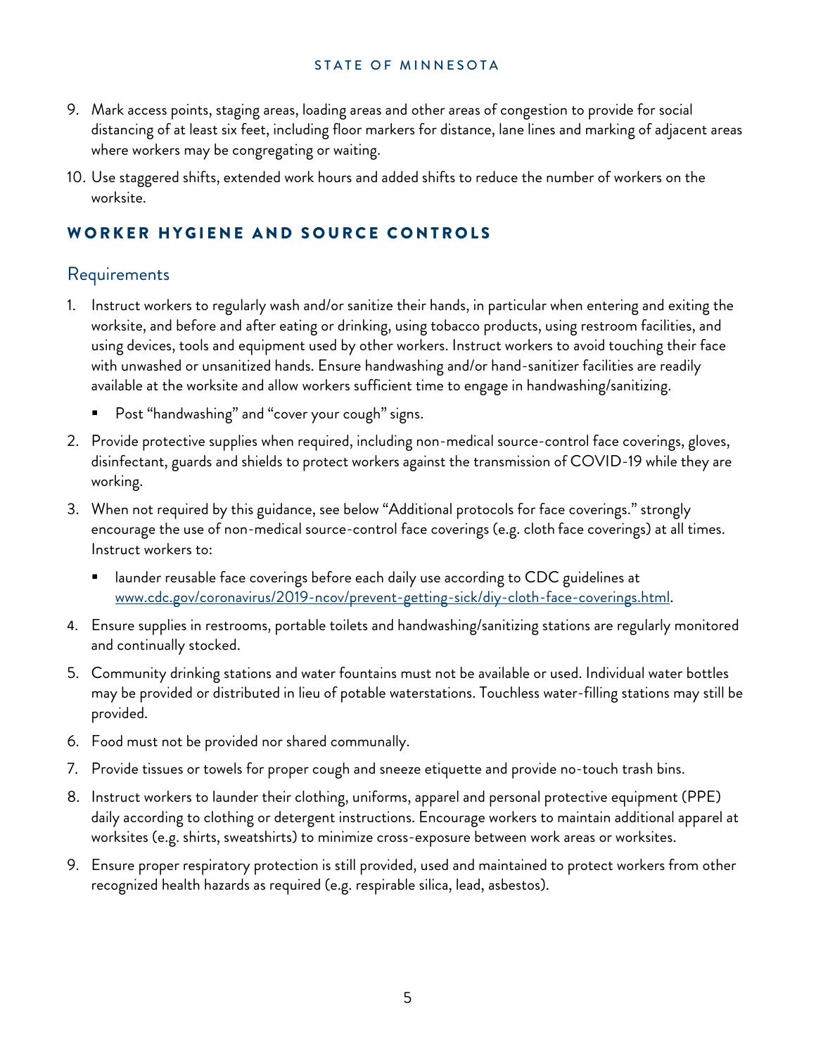9. Mark access points, staging areas, loading areas and other areas of congestion to provide for social distancing of at least six feet, including floor markers for distance, lane lines and marking of adjacent areas where workers may be congregating or waiting.
10. Use staggered shifts, extended work hours and added shifts to reduce the number of workers on the worksite.

## WORKER HYGIENE AND SOURCE CONTROLS

### Requirements

1. Instruct workers to regularly wash and/or sanitize their hands, in particular when entering and exiting the worksite, and before and after eating or drinking, using tobacco products, using restroom facilities, and using devices, tools and equipment used by other workers. Instruct workers to avoid touching their face with unwashed or unsanitized hands. Ensure handwashing and/or hand-sanitizer facilities are readily available at the worksite and allow workers sufficient time to engage in handwashing/sanitizing.
   - Post "handwashing" and "cover your cough" signs.
2. Provide protective supplies when required, including non-medical source-control face coverings, gloves, disinfectant, guards and shields to protect workers against the transmission of COVID-19 while they are working.
3. When not required by this guidance, see below "Additional protocols for face coverings." strongly encourage the use of non-medical source-control face coverings (e.g. cloth face coverings) at all times. Instruct workers to:
   - launder reusable face coverings before each daily use according to CDC guidelines at [www.cdc.gov/coronavirus/2019-ncov/prevent-getting-sick/diy-cloth-face-coverings.html](www.cdc.gov/coronavirus/2019-ncov/prevent-getting-sick/diy-cloth-face-coverings.html).
4. Ensure supplies in restrooms, portable toilets and handwashing/sanitizing stations are regularly monitored and continually stocked.
5. Community drinking stations and water fountains must not be available or used. Individual water bottles may be provided or distributed in lieu of potable waterstations. Touchless water-filling stations may still be provided.
6. Food must not be provided nor shared communally.
7. Provide tissues or towels for proper cough and sneeze etiquette and provide no-touch trash bins.
8. Instruct workers to launder their clothing, uniforms, apparel and personal protective equipment (PPE) daily according to clothing or detergent instructions. Encourage workers to maintain additional apparel at worksites (e.g. shirts, sweatshirts) to minimize cross-exposure between work areas or worksites.
9. Ensure proper respiratory protection is still provided, used and maintained to protect workers from other recognized health hazards as required (e.g. respirable silica, lead, asbestos).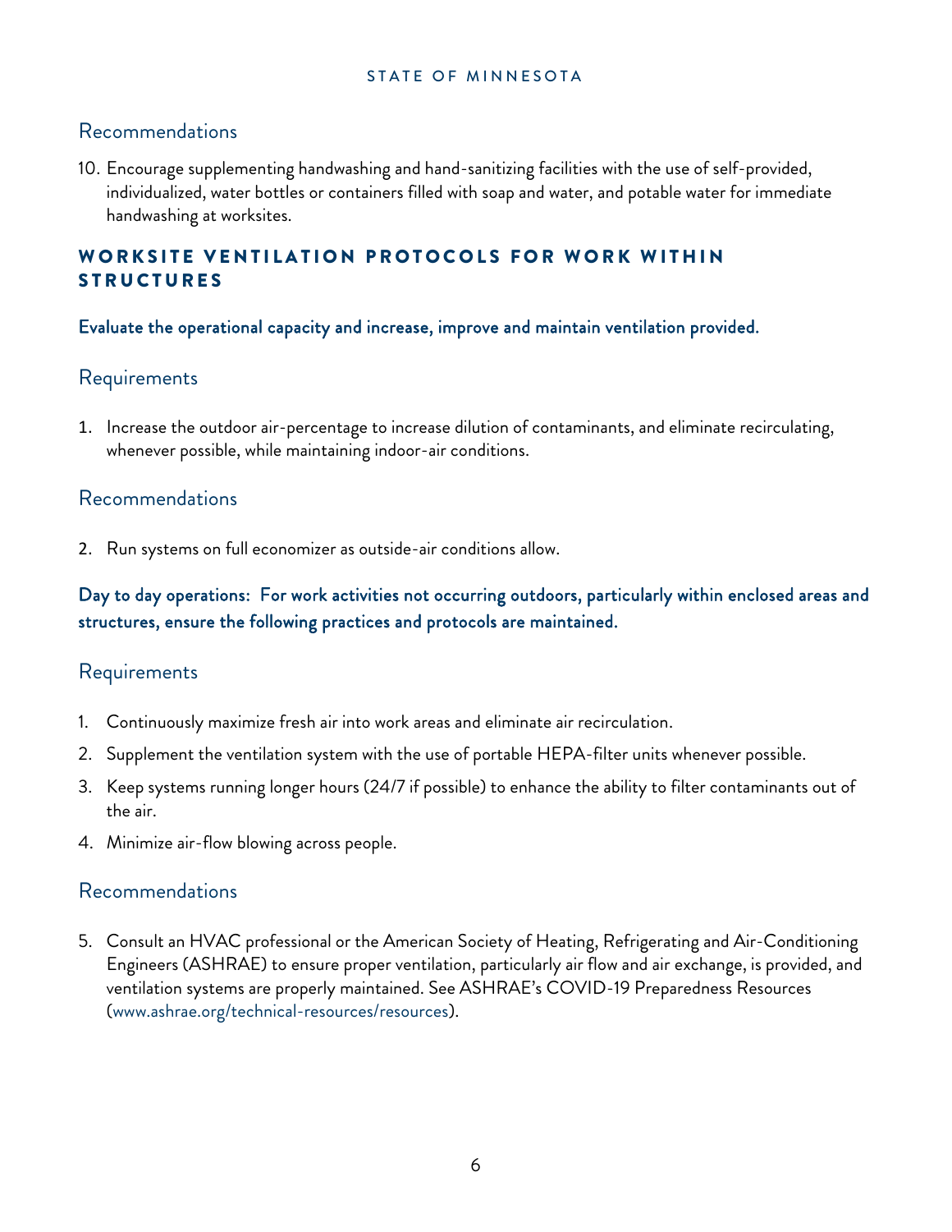### Recommendations

10. Encourage supplementing handwashing and hand-sanitizing facilities with the use of self-provided, individualized, water bottles or containers filled with soap and water, and potable water for immediate handwashing at worksites.

## WORKSITE VENTILATION PROTOCOLS FOR WORK WITHIN STRUCTURES

**Evaluate the operational capacity and increase, improve and maintain ventilation provided.**

### Requirements

1. Increase the outdoor air-percentage to increase dilution of contaminants, and eliminate recirculating, whenever possible, while maintaining indoor-air conditions.

### Recommendations

2. Run systems on full economizer as outside-air conditions allow.

**Day to day operations: For work activities not occurring outdoors, particularly within enclosed areas and structures, ensure the following practices and protocols are maintained.**

### Requirements

1. Continuously maximize fresh air into work areas and eliminate air recirculation.
2. Supplement the ventilation system with the use of portable HEPA-filter units whenever possible.
3. Keep systems running longer hours (24/7 if possible) to enhance the ability to filter contaminants out of the air.
4. Minimize air-flow blowing across people.

### Recommendations

5. Consult an HVAC professional or the American Society of Heating, Refrigerating and Air-Conditioning Engineers (ASHRAE) to ensure proper ventilation, particularly air flow and air exchange, is provided, and ventilation systems are properly maintained. See ASHRAE's COVID-19 Preparedness Resources (www.ashrae.org/technical-resources/resources).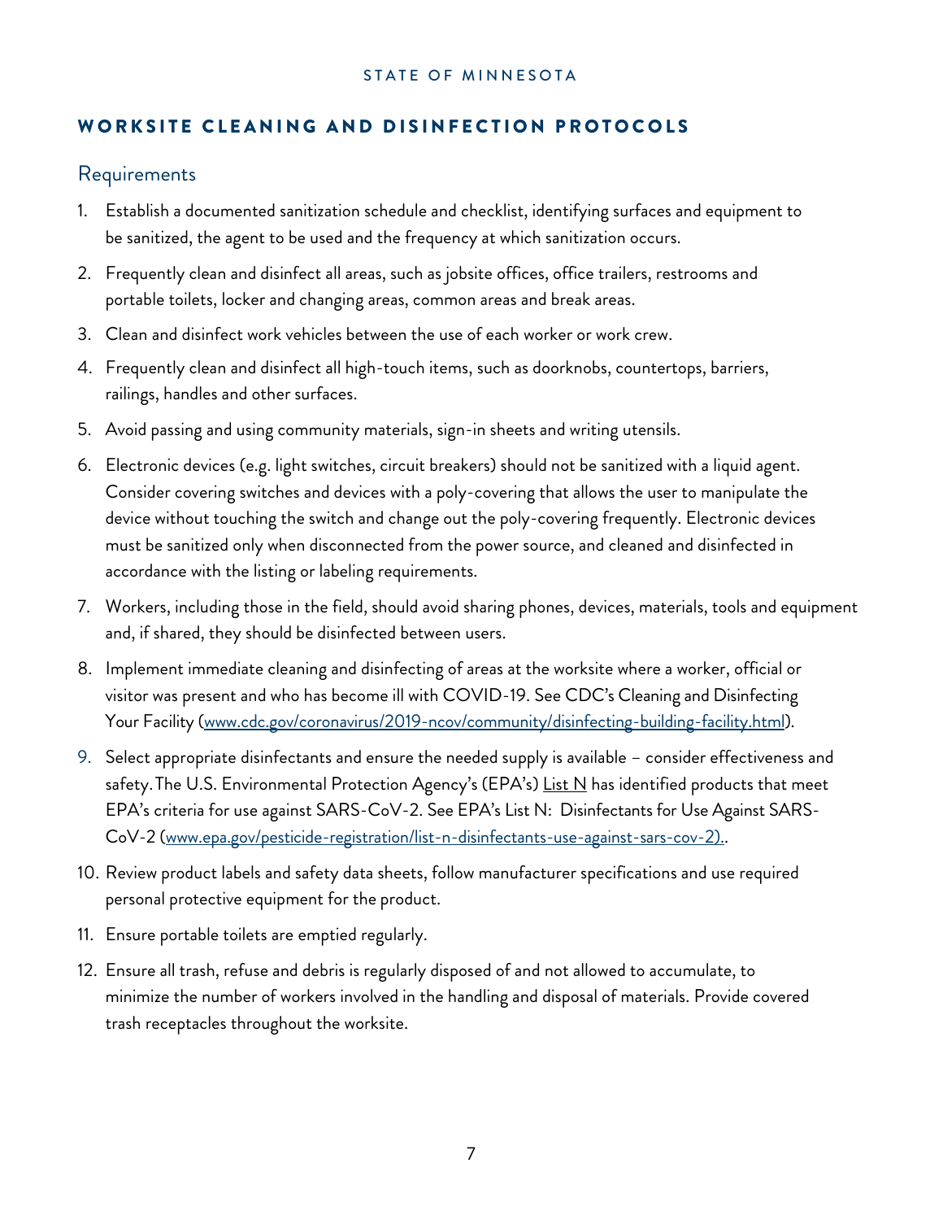## WORKSITE CLEANING AND DISINFECTION PROTOCOLS

### Requirements

1. Establish a documented sanitization schedule and checklist, identifying surfaces and equipment to be sanitized, the agent to be used and the frequency at which sanitization occurs.
2. Frequently clean and disinfect all areas, such as jobsite offices, office trailers, restrooms and portable toilets, locker and changing areas, common areas and break areas.
3. Clean and disinfect work vehicles between the use of each worker or work crew.
4. Frequently clean and disinfect all high-touch items, such as doorknobs, countertops, barriers, railings, handles and other surfaces.
5. Avoid passing and using community materials, sign-in sheets and writing utensils.
6. Electronic devices (e.g. light switches, circuit breakers) should not be sanitized with a liquid agent. Consider covering switches and devices with a poly-covering that allows the user to manipulate the device without touching the switch and change out the poly-covering frequently. Electronic devices must be sanitized only when disconnected from the power source, and cleaned and disinfected in accordance with the listing or labeling requirements.
7. Workers, including those in the field, should avoid sharing phones, devices, materials, tools and equipment and, if shared, they should be disinfected between users.
8. Implement immediate cleaning and disinfecting of areas at the worksite where a worker, official or visitor was present and who has become ill with COVID-19. See CDC's Cleaning and Disinfecting Your Facility (www.cdc.gov/coronavirus/2019-ncov/community/disinfecting-building-facility.html).
9. Select appropriate disinfectants and ensure the needed supply is available – consider effectiveness and safety. The U.S. Environmental Protection Agency's (EPA's) List N has identified products that meet EPA's criteria for use against SARS-CoV-2. See EPA's List N: Disinfectants for Use Against SARS-CoV-2 (www.epa.gov/pesticide-registration/list-n-disinfectants-use-against-sars-cov-2)..
10. Review product labels and safety data sheets, follow manufacturer specifications and use required personal protective equipment for the product.
11. Ensure portable toilets are emptied regularly.
12. Ensure all trash, refuse and debris is regularly disposed of and not allowed to accumulate, to minimize the number of workers involved in the handling and disposal of materials. Provide covered trash receptacles throughout the worksite.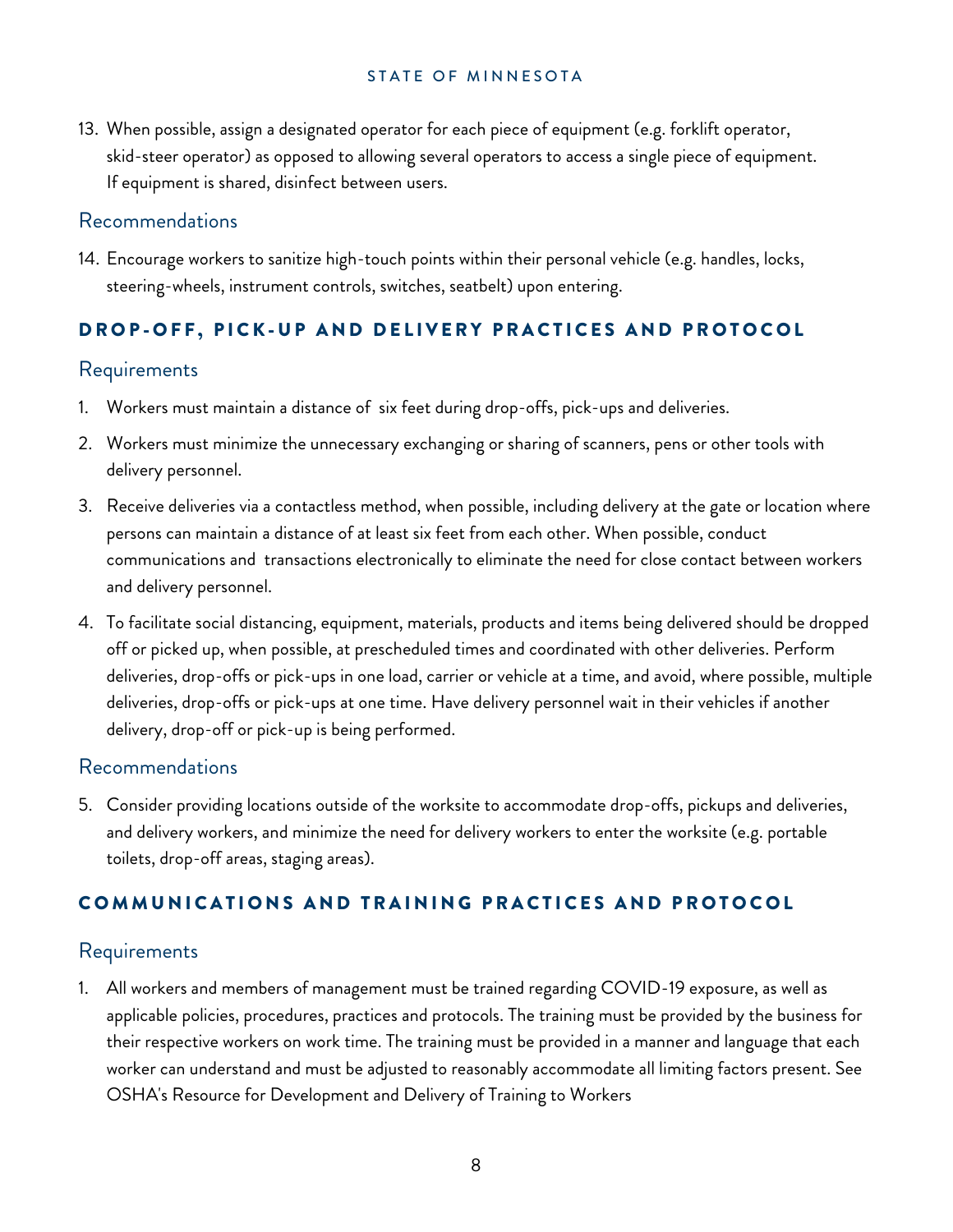13. When possible, assign a designated operator for each piece of equipment (e.g. forklift operator, skid-steer operator) as opposed to allowing several operators to access a single piece of equipment. If equipment is shared, disinfect between users.

### Recommendations

14. Encourage workers to sanitize high-touch points within their personal vehicle (e.g. handles, locks, steering-wheels, instrument controls, switches, seatbelt) upon entering.

## DROP-OFF, PICK-UP AND DELIVERY PRACTICES AND PROTOCOL

### Requirements

1. Workers must maintain a distance of six feet during drop-offs, pick-ups and deliveries.
2. Workers must minimize the unnecessary exchanging or sharing of scanners, pens or other tools with delivery personnel.
3. Receive deliveries via a contactless method, when possible, including delivery at the gate or location where persons can maintain a distance of at least six feet from each other. When possible, conduct communications and transactions electronically to eliminate the need for close contact between workers and delivery personnel.
4. To facilitate social distancing, equipment, materials, products and items being delivered should be dropped off or picked up, when possible, at prescheduled times and coordinated with other deliveries. Perform deliveries, drop-offs or pick-ups in one load, carrier or vehicle at a time, and avoid, where possible, multiple deliveries, drop-offs or pick-ups at one time. Have delivery personnel wait in their vehicles if another delivery, drop-off or pick-up is being performed.

### Recommendations

5. Consider providing locations outside of the worksite to accommodate drop-offs, pickups and deliveries, and delivery workers, and minimize the need for delivery workers to enter the worksite (e.g. portable toilets, drop-off areas, staging areas).

## COMMUNICATIONS AND TRAINING PRACTICES AND PROTOCOL

### Requirements

1. All workers and members of management must be trained regarding COVID-19 exposure, as well as applicable policies, procedures, practices and protocols. The training must be provided by the business for their respective workers on work time. The training must be provided in a manner and language that each worker can understand and must be adjusted to reasonably accommodate all limiting factors present. See OSHA's Resource for Development and Delivery of Training to Workers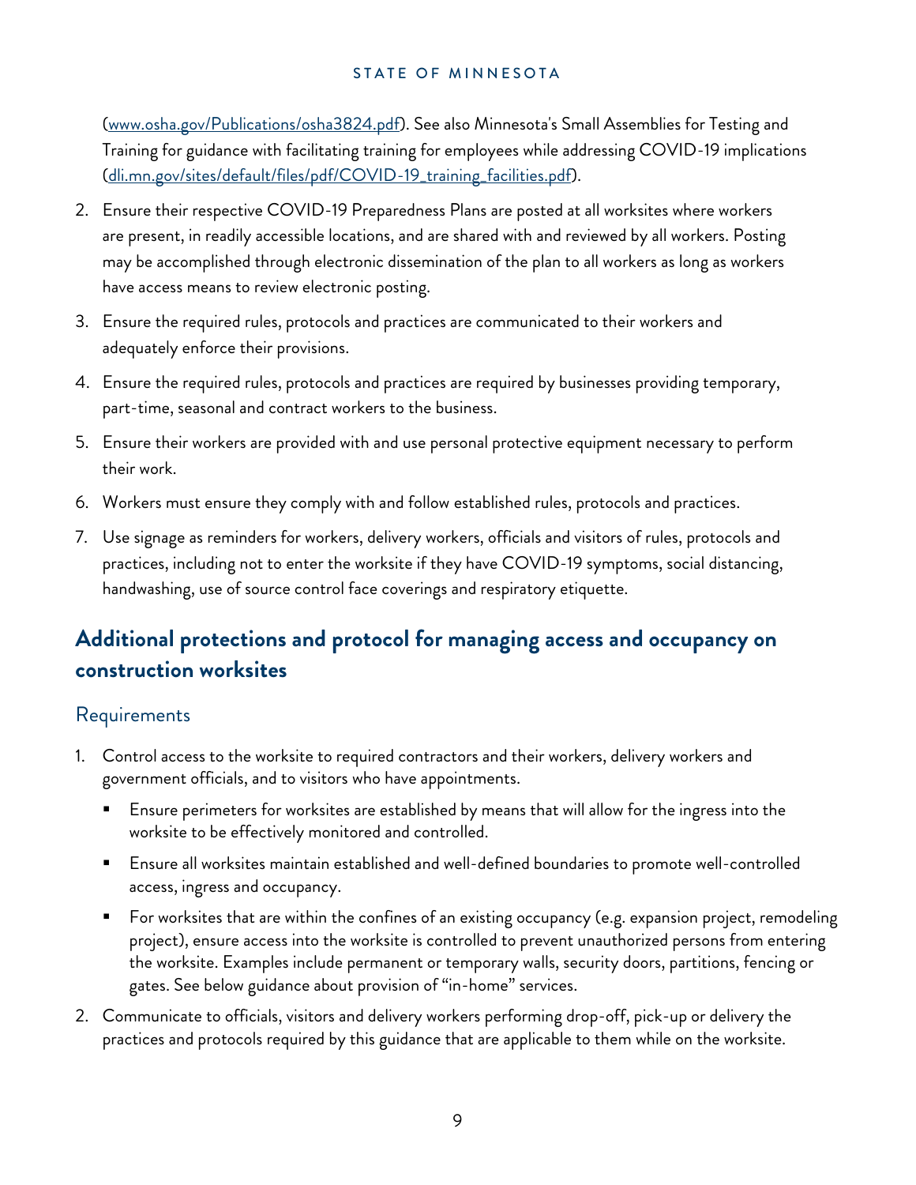(www.osha.gov/Publications/osha3824.pdf). See also Minnesota's Small Assemblies for Testing and Training for guidance with facilitating training for employees while addressing COVID-19 implications (dli.mn.gov/sites/default/files/pdf/COVID-19_training_facilities.pdf).

2. Ensure their respective COVID-19 Preparedness Plans are posted at all worksites where workers are present, in readily accessible locations, and are shared with and reviewed by all workers. Posting may be accomplished through electronic dissemination of the plan to all workers as long as workers have access means to review electronic posting.
3. Ensure the required rules, protocols and practices are communicated to their workers and adequately enforce their provisions.
4. Ensure the required rules, protocols and practices are required by businesses providing temporary, part-time, seasonal and contract workers to the business.
5. Ensure their workers are provided with and use personal protective equipment necessary to perform their work.
6. Workers must ensure they comply with and follow established rules, protocols and practices.
7. Use signage as reminders for workers, delivery workers, officials and visitors of rules, protocols and practices, including not to enter the worksite if they have COVID-19 symptoms, social distancing, handwashing, use of source control face coverings and respiratory etiquette.

## Additional protections and protocol for managing access and occupancy on construction worksites

### Requirements

1. Control access to the worksite to required contractors and their workers, delivery workers and government officials, and to visitors who have appointments.
   - Ensure perimeters for worksites are established by means that will allow for the ingress into the worksite to be effectively monitored and controlled.
   - Ensure all worksites maintain established and well-defined boundaries to promote well-controlled access, ingress and occupancy.
   - For worksites that are within the confines of an existing occupancy (e.g. expansion project, remodeling project), ensure access into the worksite is controlled to prevent unauthorized persons from entering the worksite. Examples include permanent or temporary walls, security doors, partitions, fencing or gates. See below guidance about provision of "in-home" services.
2. Communicate to officials, visitors and delivery workers performing drop-off, pick-up or delivery the practices and protocols required by this guidance that are applicable to them while on the worksite.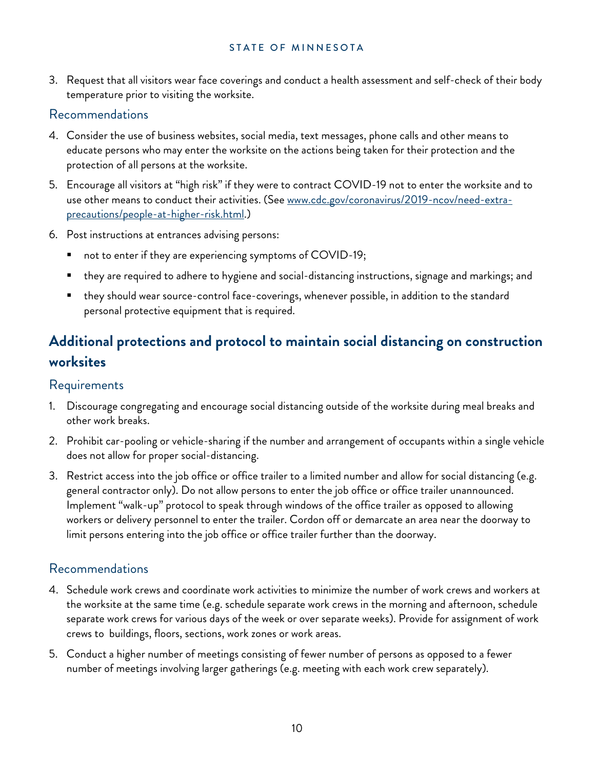3. Request that all visitors wear face coverings and conduct a health assessment and self-check of their body temperature prior to visiting the worksite.

### Recommendations

4. Consider the use of business websites, social media, text messages, phone calls and other means to educate persons who may enter the worksite on the actions being taken for their protection and the protection of all persons at the worksite.
5. Encourage all visitors at "high risk" if they were to contract COVID-19 not to enter the worksite and to use other means to conduct their activities. (See [www.cdc.gov/coronavirus/2019-ncov/need-extra-precautions/people-at-higher-risk.html](www.cdc.gov/coronavirus/2019-ncov/need-extra-precautions/people-at-higher-risk.html).)
6. Post instructions at entrances advising persons:
   - not to enter if they are experiencing symptoms of COVID-19;
   - they are required to adhere to hygiene and social-distancing instructions, signage and markings; and
   - they should wear source-control face-coverings, whenever possible, in addition to the standard personal protective equipment that is required.

## Additional protections and protocol to maintain social distancing on construction worksites

### Requirements

1. Discourage congregating and encourage social distancing outside of the worksite during meal breaks and other work breaks.
2. Prohibit car-pooling or vehicle-sharing if the number and arrangement of occupants within a single vehicle does not allow for proper social-distancing.
3. Restrict access into the job office or office trailer to a limited number and allow for social distancing (e.g. general contractor only). Do not allow persons to enter the job office or office trailer unannounced. Implement "walk-up" protocol to speak through windows of the office trailer as opposed to allowing workers or delivery personnel to enter the trailer. Cordon off or demarcate an area near the doorway to limit persons entering into the job office or office trailer further than the doorway.

### Recommendations

4. Schedule work crews and coordinate work activities to minimize the number of work crews and workers at the worksite at the same time (e.g. schedule separate work crews in the morning and afternoon, schedule separate work crews for various days of the week or over separate weeks). Provide for assignment of work crews to buildings, floors, sections, work zones or work areas.
5. Conduct a higher number of meetings consisting of fewer number of persons as opposed to a fewer number of meetings involving larger gatherings (e.g. meeting with each work crew separately).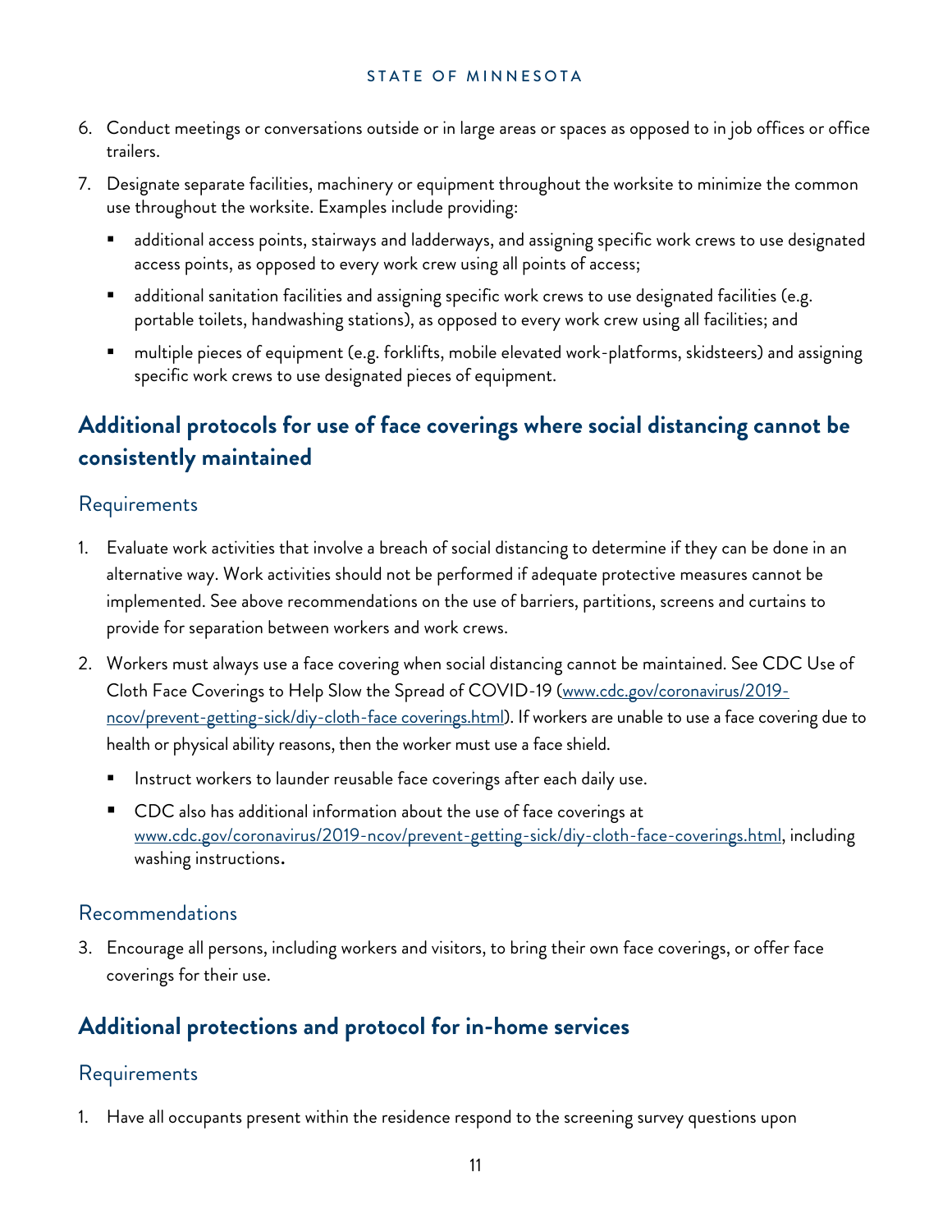6. Conduct meetings or conversations outside or in large areas or spaces as opposed to in job offices or office trailers.
7. Designate separate facilities, machinery or equipment throughout the worksite to minimize the common use throughout the worksite. Examples include providing:
   - additional access points, stairways and ladderways, and assigning specific work crews to use designated access points, as opposed to every work crew using all points of access;
   - additional sanitation facilities and assigning specific work crews to use designated facilities (e.g. portable toilets, handwashing stations), as opposed to every work crew using all facilities; and
   - multiple pieces of equipment (e.g. forklifts, mobile elevated work-platforms, skidsteers) and assigning specific work crews to use designated pieces of equipment.

## Additional protocols for use of face coverings where social distancing cannot be consistently maintained

### Requirements

1. Evaluate work activities that involve a breach of social distancing to determine if they can be done in an alternative way. Work activities should not be performed if adequate protective measures cannot be implemented. See above recommendations on the use of barriers, partitions, screens and curtains to provide for separation between workers and work crews.
2. Workers must always use a face covering when social distancing cannot be maintained. See CDC Use of Cloth Face Coverings to Help Slow the Spread of COVID-19 (www.cdc.gov/coronavirus/2019-ncov/prevent-getting-sick/diy-cloth-face coverings.html). If workers are unable to use a face covering due to health or physical ability reasons, then the worker must use a face shield.
   - Instruct workers to launder reusable face coverings after each daily use.
   - CDC also has additional information about the use of face coverings at www.cdc.gov/coronavirus/2019-ncov/prevent-getting-sick/diy-cloth-face-coverings.html, including washing instructions.

### Recommendations

3. Encourage all persons, including workers and visitors, to bring their own face coverings, or offer face coverings for their use.

## Additional protections and protocol for in-home services

### Requirements

1. Have all occupants present within the residence respond to the screening survey questions upon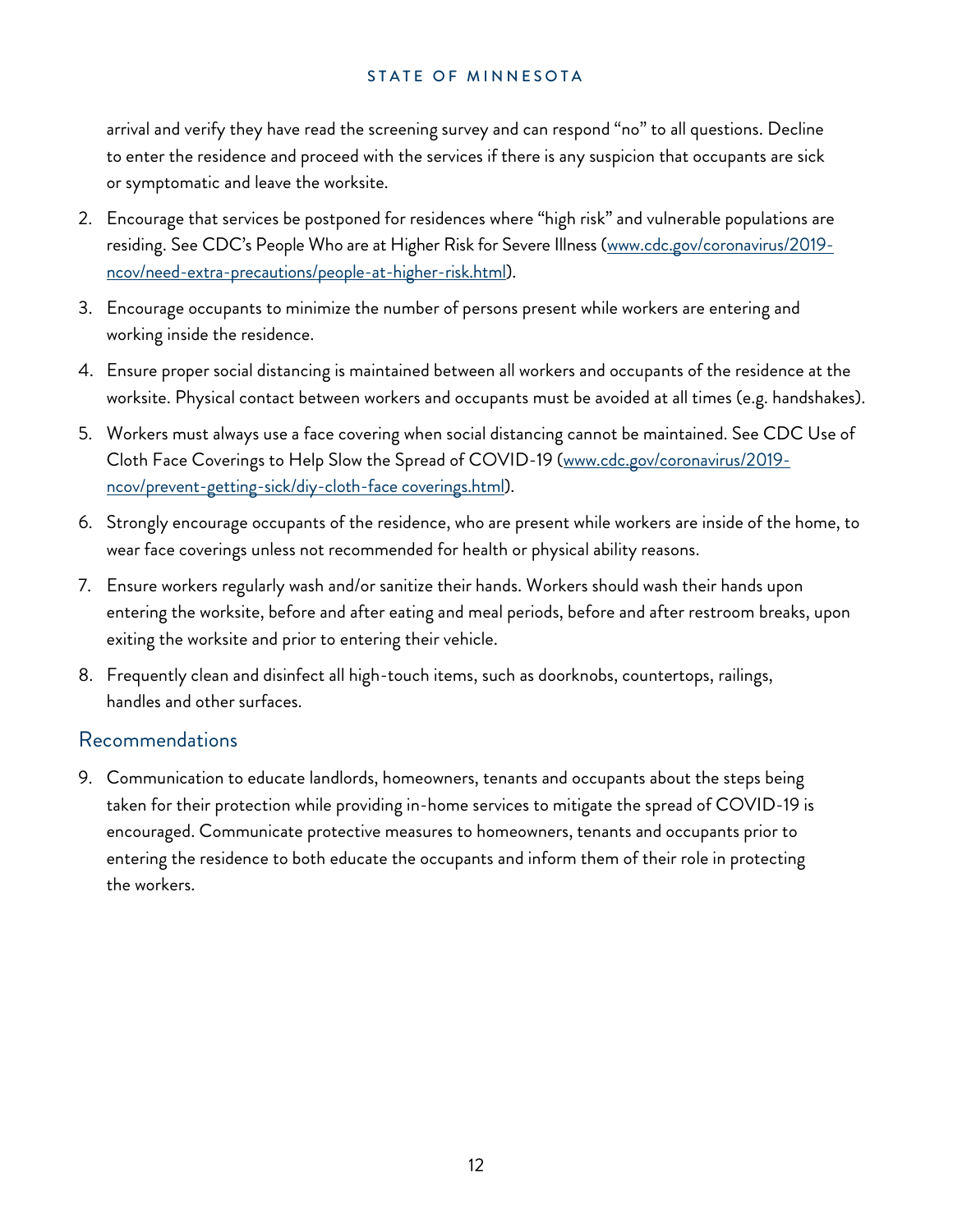arrival and verify they have read the screening survey and can respond "no" to all questions. Decline to enter the residence and proceed with the services if there is any suspicion that occupants are sick or symptomatic and leave the worksite.

2. Encourage that services be postponed for residences where "high risk" and vulnerable populations are residing. See CDC's People Who are at Higher Risk for Severe Illness (www.cdc.gov/coronavirus/2019-ncov/need-extra-precautions/people-at-higher-risk.html).
3. Encourage occupants to minimize the number of persons present while workers are entering and working inside the residence.
4. Ensure proper social distancing is maintained between all workers and occupants of the residence at the worksite. Physical contact between workers and occupants must be avoided at all times (e.g. handshakes).
5. Workers must always use a face covering when social distancing cannot be maintained. See CDC Use of Cloth Face Coverings to Help Slow the Spread of COVID-19 (www.cdc.gov/coronavirus/2019-ncov/prevent-getting-sick/diy-cloth-face coverings.html).
6. Strongly encourage occupants of the residence, who are present while workers are inside of the home, to wear face coverings unless not recommended for health or physical ability reasons.
7. Ensure workers regularly wash and/or sanitize their hands. Workers should wash their hands upon entering the worksite, before and after eating and meal periods, before and after restroom breaks, upon exiting the worksite and prior to entering their vehicle.
8. Frequently clean and disinfect all high-touch items, such as doorknobs, countertops, railings, handles and other surfaces.

## Recommendations

9. Communication to educate landlords, homeowners, tenants and occupants about the steps being taken for their protection while providing in-home services to mitigate the spread of COVID-19 is encouraged. Communicate protective measures to homeowners, tenants and occupants prior to entering the residence to both educate the occupants and inform them of their role in protecting the workers.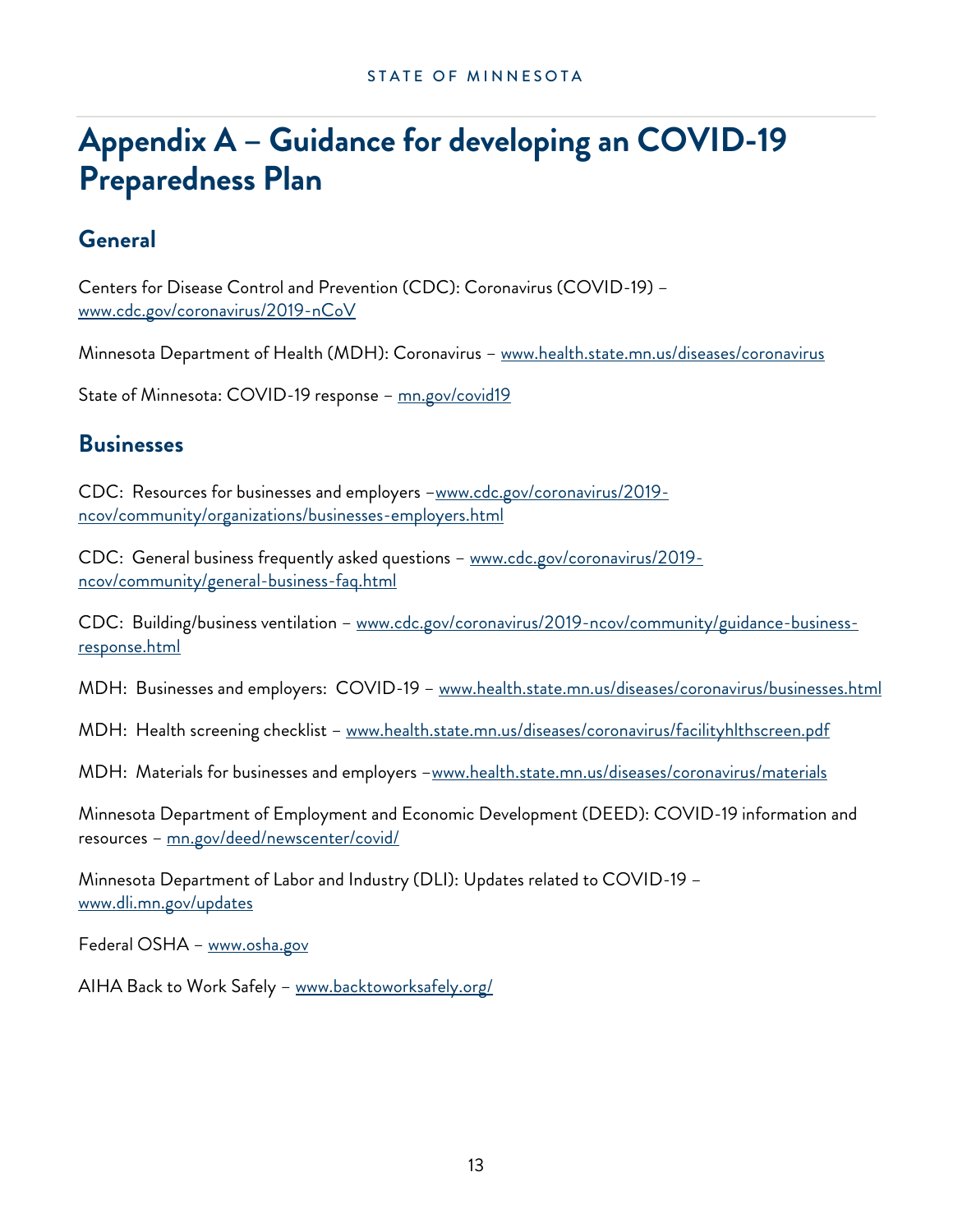# Appendix A – Guidance for developing an COVID-19 Preparedness Plan

## General

Centers for Disease Control and Prevention (CDC): Coronavirus (COVID-19) – www.cdc.gov/coronavirus/2019-nCoV

Minnesota Department of Health (MDH): Coronavirus – www.health.state.mn.us/diseases/coronavirus

State of Minnesota: COVID-19 response – mn.gov/covid19

## Businesses

CDC: Resources for businesses and employers –www.cdc.gov/coronavirus/2019-ncov/community/organizations/businesses-employers.html

CDC: General business frequently asked questions – www.cdc.gov/coronavirus/2019-ncov/community/general-business-faq.html

CDC: Building/business ventilation – www.cdc.gov/coronavirus/2019-ncov/community/guidance-business-response.html

MDH: Businesses and employers: COVID-19 – www.health.state.mn.us/diseases/coronavirus/businesses.html

MDH: Health screening checklist – www.health.state.mn.us/diseases/coronavirus/facilityhlthscreen.pdf

MDH: Materials for businesses and employers –www.health.state.mn.us/diseases/coronavirus/materials

Minnesota Department of Employment and Economic Development (DEED): COVID-19 information and resources – mn.gov/deed/newscenter/covid/

Minnesota Department of Labor and Industry (DLI): Updates related to COVID-19 – www.dli.mn.gov/updates

Federal OSHA – www.osha.gov

AIHA Back to Work Safely – www.backtoworksafely.org/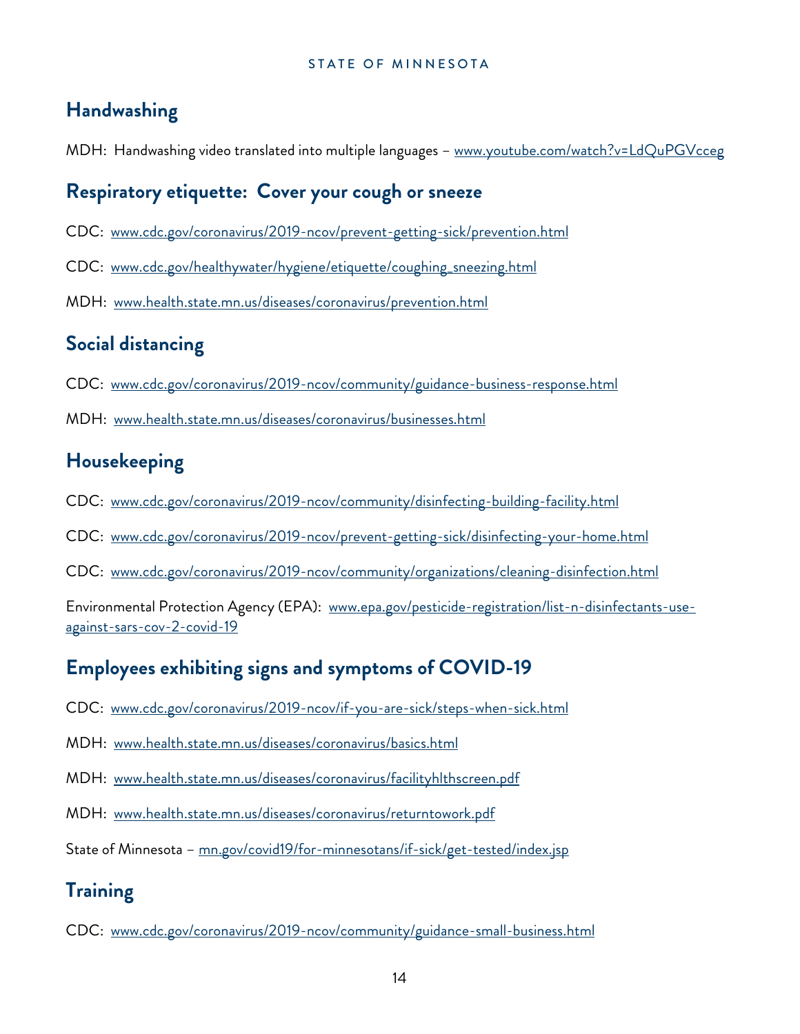## Handwashing

MDH: Handwashing video translated into multiple languages – www.youtube.com/watch?v=LdQuPGVcceg

## Respiratory etiquette: Cover your cough or sneeze

CDC: www.cdc.gov/coronavirus/2019-ncov/prevent-getting-sick/prevention.html

CDC: www.cdc.gov/healthywater/hygiene/etiquette/coughing_sneezing.html

MDH: www.health.state.mn.us/diseases/coronavirus/prevention.html

## Social distancing

CDC: www.cdc.gov/coronavirus/2019-ncov/community/guidance-business-response.html

MDH: www.health.state.mn.us/diseases/coronavirus/businesses.html

## Housekeeping

CDC: www.cdc.gov/coronavirus/2019-ncov/community/disinfecting-building-facility.html

CDC: www.cdc.gov/coronavirus/2019-ncov/prevent-getting-sick/disinfecting-your-home.html

CDC: www.cdc.gov/coronavirus/2019-ncov/community/organizations/cleaning-disinfection.html

Environmental Protection Agency (EPA): www.epa.gov/pesticide-registration/list-n-disinfectants-use-against-sars-cov-2-covid-19

## Employees exhibiting signs and symptoms of COVID-19

CDC: www.cdc.gov/coronavirus/2019-ncov/if-you-are-sick/steps-when-sick.html

MDH: www.health.state.mn.us/diseases/coronavirus/basics.html

MDH: www.health.state.mn.us/diseases/coronavirus/facilityhlthscreen.pdf

MDH: www.health.state.mn.us/diseases/coronavirus/returntowork.pdf

State of Minnesota – mn.gov/covid19/for-minnesotans/if-sick/get-tested/index.jsp

## Training

CDC: www.cdc.gov/coronavirus/2019-ncov/community/guidance-small-business.html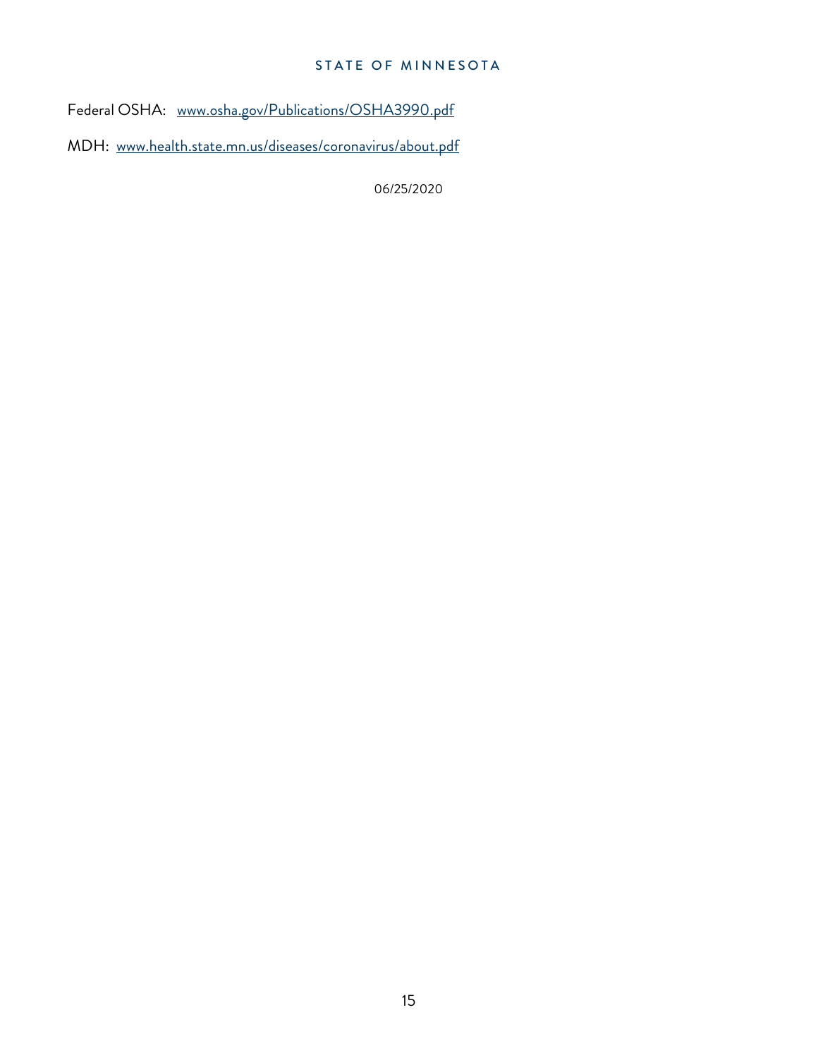Federal OSHA: [www.osha.gov/Publications/OSHA3990.pdf](www.osha.gov/Publications/OSHA3990.pdf)

MDH: [www.health.state.mn.us/diseases/coronavirus/about.pdf](www.health.state.mn.us/diseases/coronavirus/about.pdf)

06/25/2020